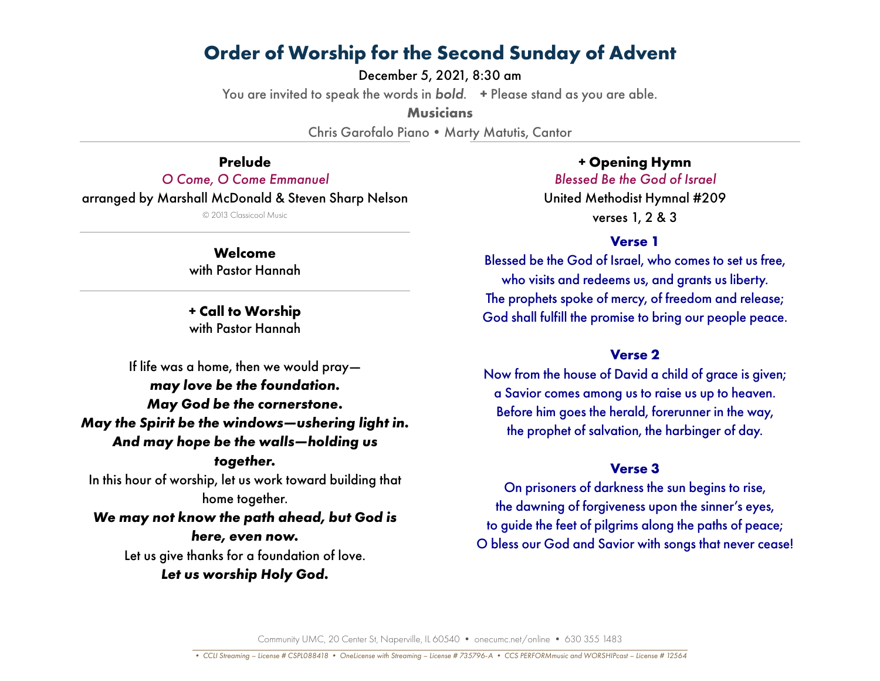# Order of Worship for the Second Sunday of Advent

December 5, 2021, 8:30 am

You are invited to speak the words in ***bold***. **+** Please stand as you are able.

**Musicians**

Chris Garofalo Piano • Marty Matutis, Cantor

---

### Prelude

*O Come, O Come Emmanuel*

arranged by Marshall McDonald & Steven Sharp Nelson

© 2013 Classicool Music

---

### Welcome

with Pastor Hannah

---

### + Call to Worship

with Pastor Hannah

If life was a home, then we would pray—
***may love be the foundation.***
***May God be the cornerstone.***
***May the Spirit be the windows—ushering light in.***
***And may hope be the walls—holding us together.***
In this hour of worship, let us work toward building that home together.
***We may not know the path ahead, but God is here, even now.***
Let us give thanks for a foundation of love.
***Let us worship Holy God.***

---

### + Opening Hymn

*Blessed Be the God of Israel*

United Methodist Hymnal #209

verses 1, 2 & 3

**Verse 1**

Blessed be the God of Israel, who comes to set us free,
who visits and redeems us, and grants us liberty.
The prophets spoke of mercy, of freedom and release;
God shall fulfill the promise to bring our people peace.

**Verse 2**

Now from the house of David a child of grace is given;
a Savior comes among us to raise us up to heaven.
Before him goes the herald, forerunner in the way,
the prophet of salvation, the harbinger of day.

**Verse 3**

On prisoners of darkness the sun begins to rise,
the dawning of forgiveness upon the sinner's eyes,
to guide the feet of pilgrims along the paths of peace;
O bless our God and Savior with songs that never cease!

---

Community UMC, 20 Center St, Naperville, IL 60540 • onecumc.net/online • 630 355 1483

*• CCLI Streaming – License # CSPL088418 • OneLicense with Streaming – License # 735796-A • CCS PERFORMmusic and WORSHIPcast – License # 12564*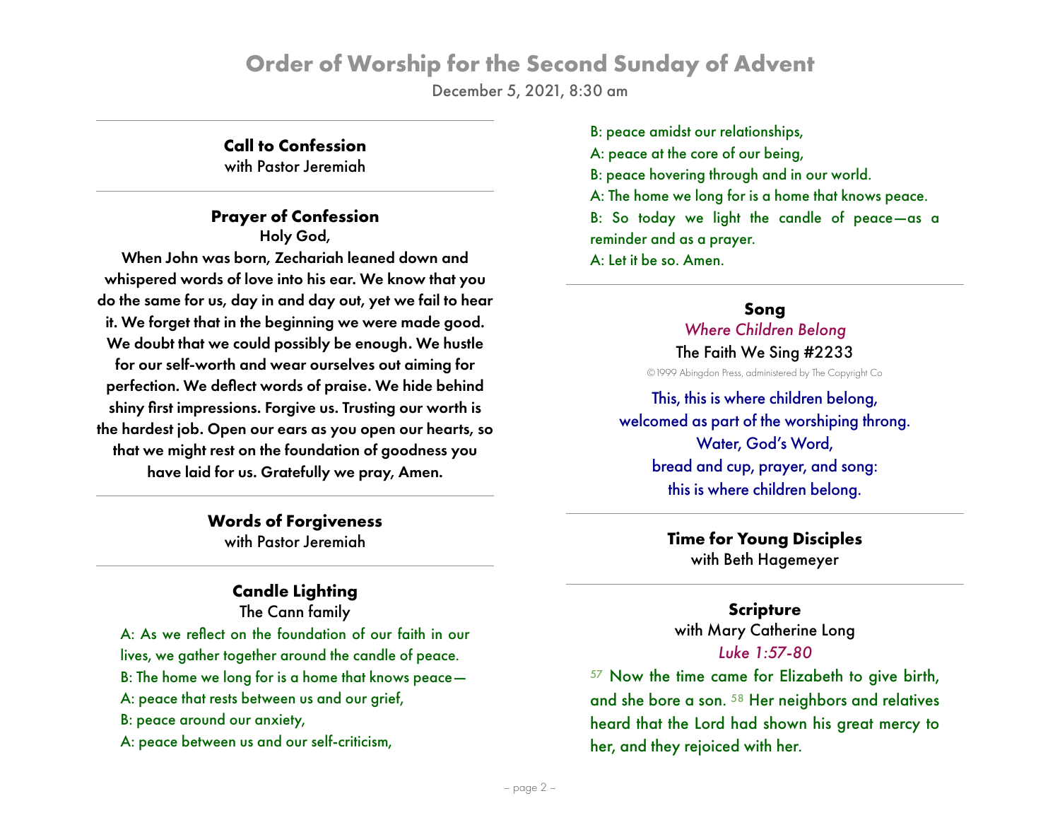# Order of Worship for the Second Sunday of Advent

December 5, 2021, 8:30 am

### Call to Confession

with Pastor Jeremiah

### Prayer of Confession

**Holy God,**

**When John was born, Zechariah leaned down and whispered words of love into his ear. We know that you do the same for us, day in and day out, yet we fail to hear it. We forget that in the beginning we were made good. We doubt that we could possibly be enough. We hustle for our self-worth and wear ourselves out aiming for perfection. We deflect words of praise. We hide behind shiny first impressions. Forgive us. Trusting our worth is the hardest job. Open our ears as you open our hearts, so that we might rest on the foundation of goodness you have laid for us. Gratefully we pray, Amen.**

### Words of Forgiveness

with Pastor Jeremiah

### Candle Lighting

The Cann family

A: As we reflect on the foundation of our faith in our lives, we gather together around the candle of peace.

B: The home we long for is a home that knows peace—

A: peace that rests between us and our grief,

B: peace around our anxiety,

A: peace between us and our self-criticism,

B: peace amidst our relationships,

A: peace at the core of our being,

B: peace hovering through and in our world.

A: The home we long for is a home that knows peace.

B: So today we light the candle of peace—as a reminder and as a prayer.

A: Let it be so. Amen.

### Song

*Where Children Belong*

The Faith We Sing #2233

©1999 Abingdon Press, administered by The Copyright Co

This, this is where children belong,
welcomed as part of the worshiping throng.
Water, God's Word,
bread and cup, prayer, and song:
this is where children belong.

### Time for Young Disciples

with Beth Hagemeyer

### Scripture

with Mary Catherine Long

*Luke 1:57-80*

[57] Now the time came for Elizabeth to give birth, and she bore a son. [58] Her neighbors and relatives heard that the Lord had shown his great mercy to her, and they rejoiced with her.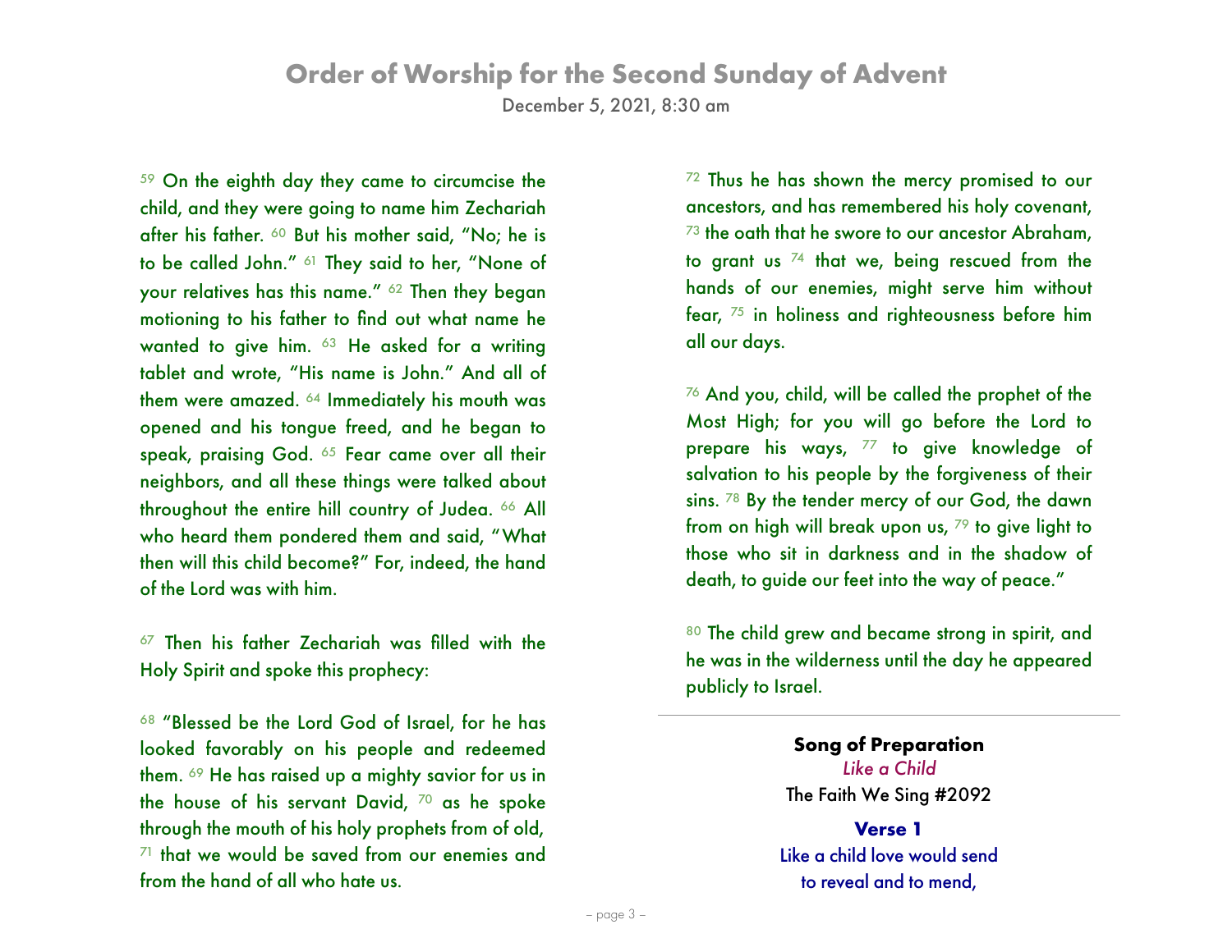[59] On the eighth day they came to circumcise the child, and they were going to name him Zechariah after his father. [60] But his mother said, "No; he is to be called John." [61] They said to her, "None of your relatives has this name." [62] Then they began motioning to his father to find out what name he wanted to give him. [63] He asked for a writing tablet and wrote, "His name is John." And all of them were amazed. [64] Immediately his mouth was opened and his tongue freed, and he began to speak, praising God. [65] Fear came over all their neighbors, and all these things were talked about throughout the entire hill country of Judea. [66] All who heard them pondered them and said, "What then will this child become?" For, indeed, the hand of the Lord was with him.

[67] Then his father Zechariah was filled with the Holy Spirit and spoke this prophecy:

[68] "Blessed be the Lord God of Israel, for he has looked favorably on his people and redeemed them. [69] He has raised up a mighty savior for us in the house of his servant David, [70] as he spoke through the mouth of his holy prophets from of old, [71] that we would be saved from our enemies and from the hand of all who hate us.

[72] Thus he has shown the mercy promised to our ancestors, and has remembered his holy covenant, [73] the oath that he swore to our ancestor Abraham, to grant us [74] that we, being rescued from the hands of our enemies, might serve him without fear, [75] in holiness and righteousness before him all our days.

[76] And you, child, will be called the prophet of the Most High; for you will go before the Lord to prepare his ways, [77] to give knowledge of salvation to his people by the forgiveness of their sins. [78] By the tender mercy of our God, the dawn from on high will break upon us, [79] to give light to those who sit in darkness and in the shadow of death, to guide our feet into the way of peace."

[80] The child grew and became strong in spirit, and he was in the wilderness until the day he appeared publicly to Israel.

---

**Song of Preparation**

*Like a Child*

The Faith We Sing #2092

**Verse 1**

Like a child love would send
to reveal and to mend,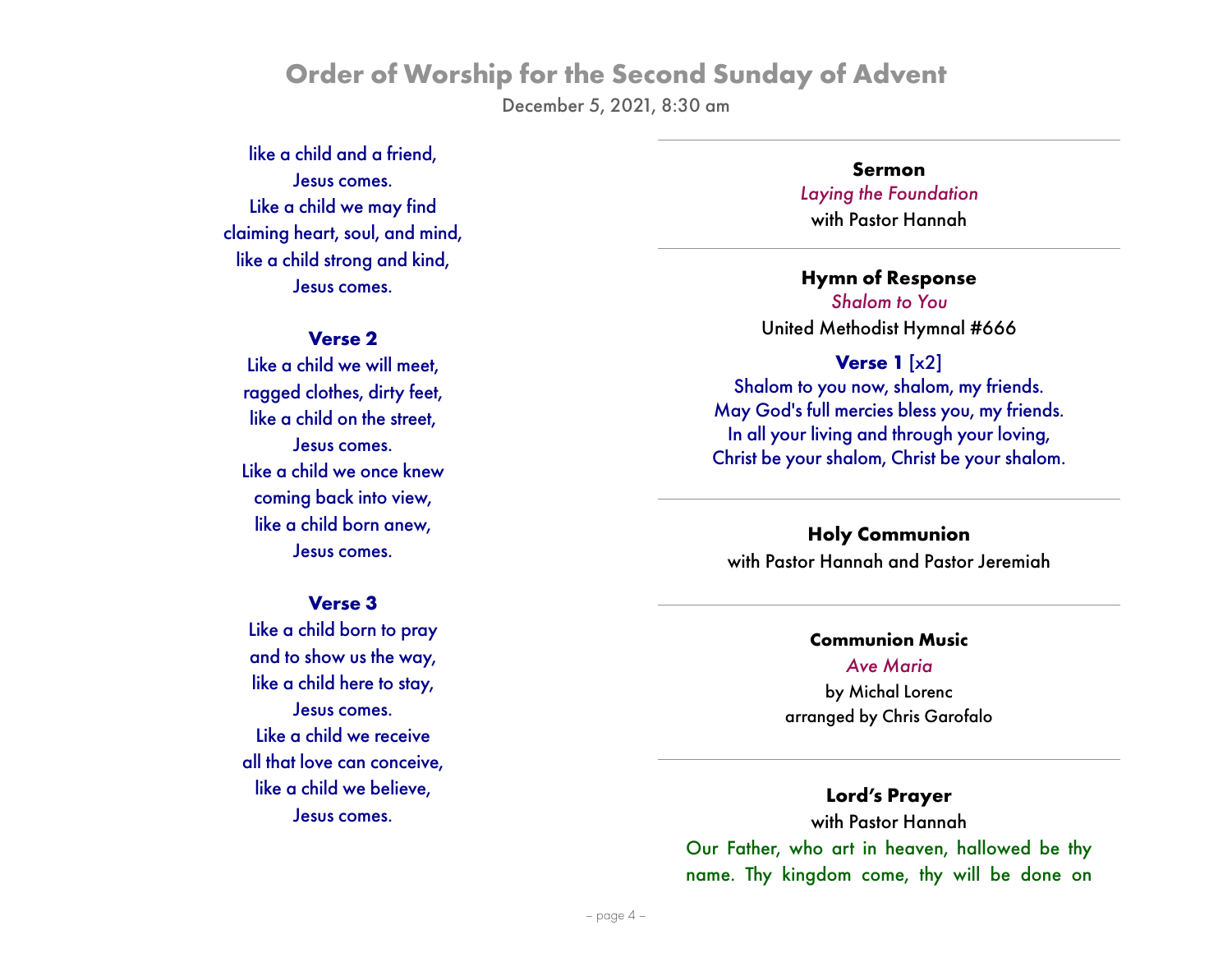like a child and a friend,
Jesus comes.
Like a child we may find
claiming heart, soul, and mind,
like a child strong and kind,
Jesus comes.

**Verse 2**

Like a child we will meet,
ragged clothes, dirty feet,
like a child on the street,
Jesus comes.
Like a child we once knew
coming back into view,
like a child born anew,
Jesus comes.

**Verse 3**

Like a child born to pray
and to show us the way,
like a child here to stay,
Jesus comes.
Like a child we receive
all that love can conceive,
like a child we believe,
Jesus comes.

---

**Sermon**

*Laying the Foundation*

with Pastor Hannah

---

**Hymn of Response**

*Shalom to You*

United Methodist Hymnal #666

**Verse 1** [x2]

Shalom to you now, shalom, my friends.
May God's full mercies bless you, my friends.
In all your living and through your loving,
Christ be your shalom, Christ be your shalom.

---

**Holy Communion**

with Pastor Hannah and Pastor Jeremiah

---

**Communion Music**

*Ave Maria*

by Michal Lorenc
arranged by Chris Garofalo

---

**Lord's Prayer**

with Pastor Hannah

Our Father, who art in heaven, hallowed be thy name. Thy kingdom come, thy will be done on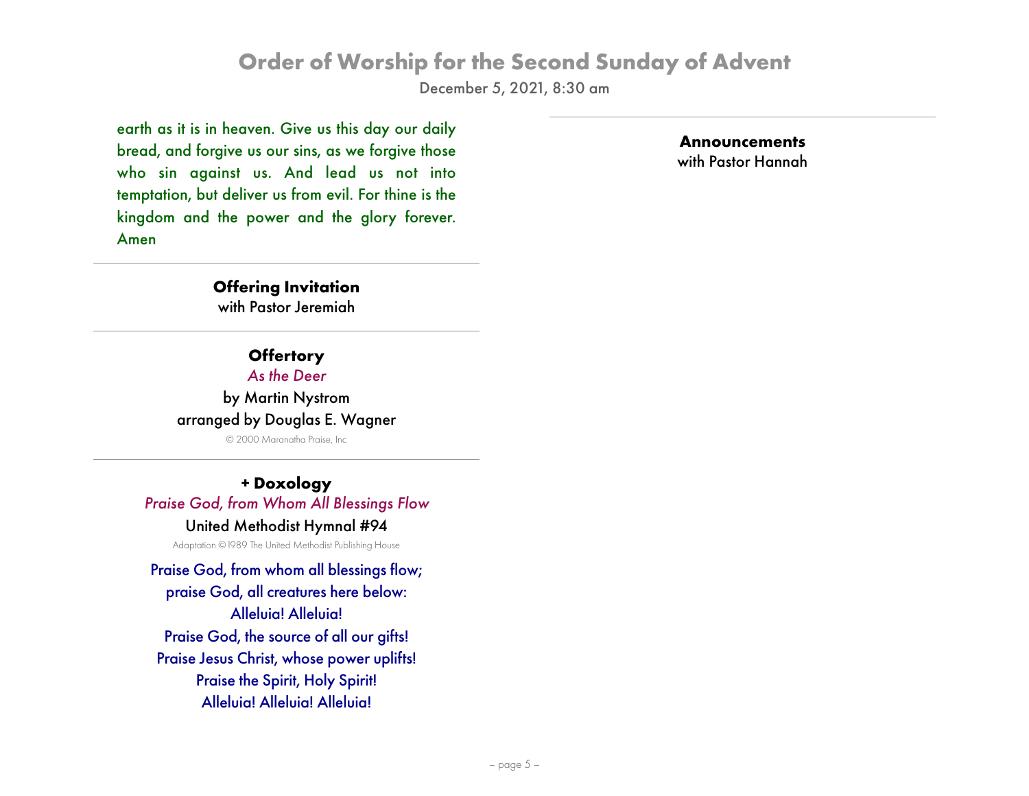earth as it is in heaven. Give us this day our daily bread, and forgive us our sins, as we forgive those who sin against us. And lead us not into temptation, but deliver us from evil. For thine is the kingdom and the power and the glory forever. Amen

---

**Offering Invitation**
with Pastor Jeremiah

---

**Offertory**
*As the Deer*
by Martin Nystrom
arranged by Douglas E. Wagner
© 2000 Maranatha Praise, Inc

---

**+ Doxology**
*Praise God, from Whom All Blessings Flow*
United Methodist Hymnal #94
Adaptation ©1989 The United Methodist Publishing House

Praise God, from whom all blessings flow;
praise God, all creatures here below:
Alleluia! Alleluia!
Praise God, the source of all our gifts!
Praise Jesus Christ, whose power uplifts!
Praise the Spirit, Holy Spirit!
Alleluia! Alleluia! Alleluia!

---

**Announcements**
with Pastor Hannah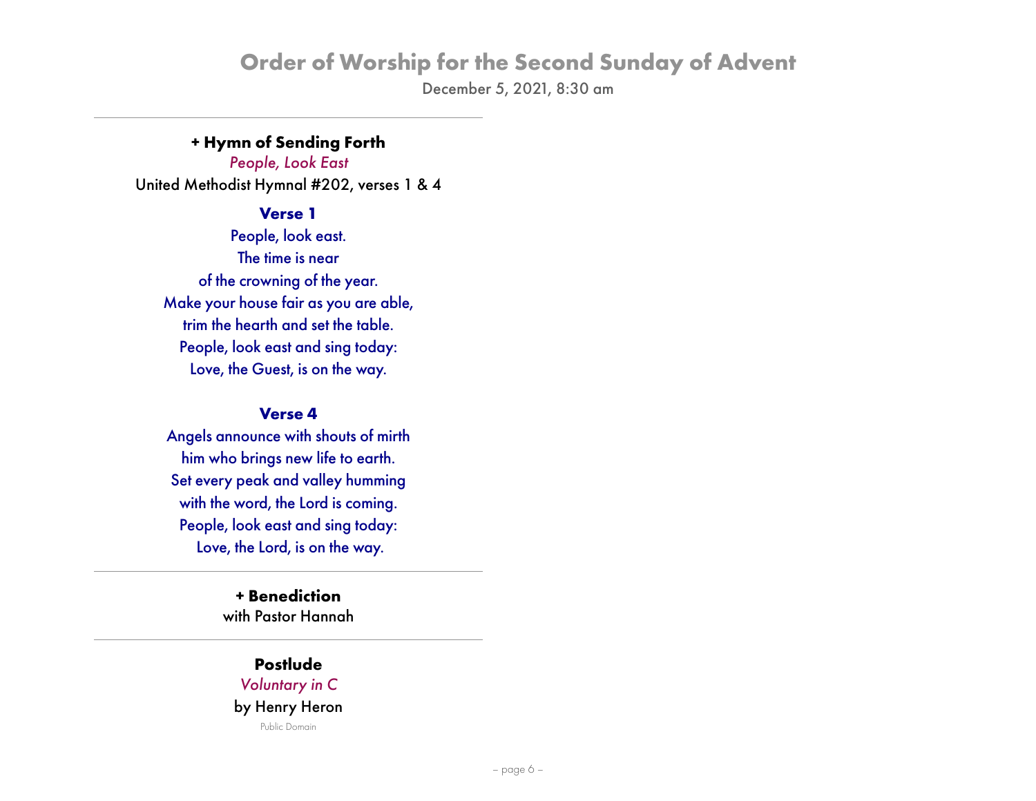# Order of Worship for the Second Sunday of Advent

December 5, 2021, 8:30 am

---

### + Hymn of Sending Forth

*People, Look East*

United Methodist Hymnal #202, verses 1 & 4

**Verse 1**

People, look east.
The time is near
of the crowning of the year.
Make your house fair as you are able,
trim the hearth and set the table.
People, look east and sing today:
Love, the Guest, is on the way.

**Verse 4**

Angels announce with shouts of mirth
him who brings new life to earth.
Set every peak and valley humming
with the word, the Lord is coming.
People, look east and sing today:
Love, the Lord, is on the way.

---

### + Benediction

with Pastor Hannah

---

### Postlude

*Voluntary in C*

by Henry Heron

Public Domain